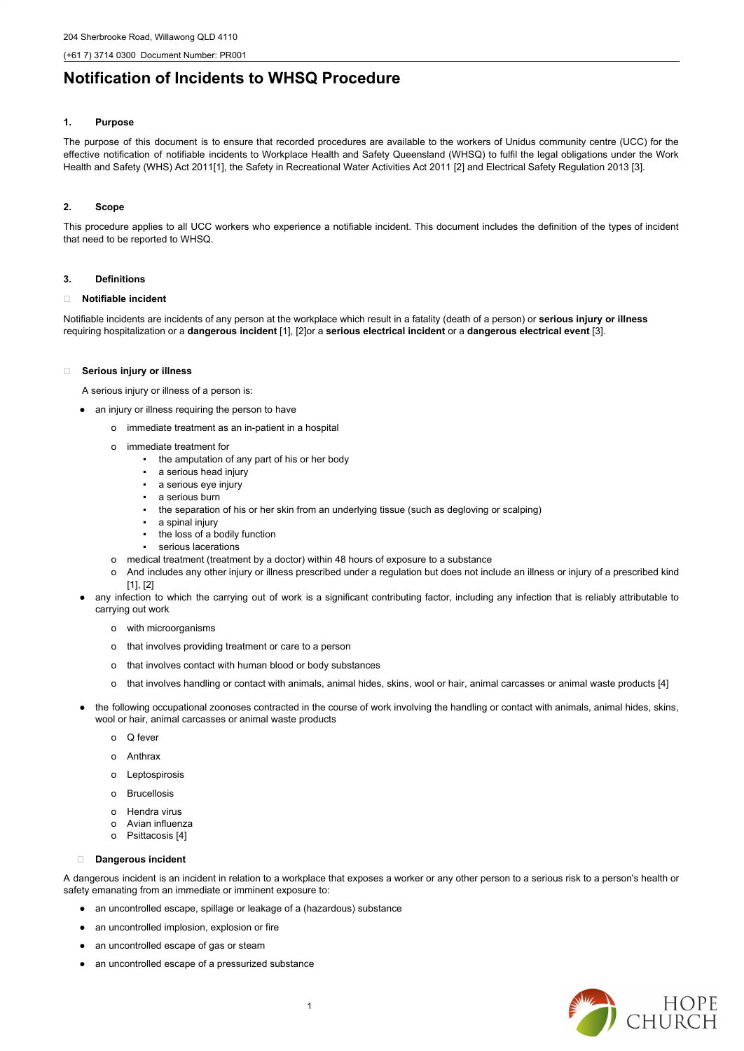204 Sherbrooke Road, Willawong QLD 4110

(+61 7) 3714 0300 Document Number: PR001

# Notification of Incidents to WHSQ Procedure

## 1. Purpose

The purpose of this document is to ensure that recorded procedures are available to the workers of Unidus community centre (UCC) for the effective notification of notifiable incidents to Workplace Health and Safety Queensland (WHSQ) to fulfil the legal obligations under the Work Health and Safety (WHS) Act 2011[1], the Safety in Recreational Water Activities Act 2011 [2] and Electrical Safety Regulation 2013 [3].

## 2. Scope

This procedure applies to all UCC workers who experience a notifiable incident. This document includes the definition of the types of incident that need to be reported to WHSQ.

## 3. Definitions

### Notifiable incident

Notifiable incidents are incidents of any person at the workplace which result in a fatality (death of a person) or **serious injury or illness** requiring hospitalization or a **dangerous incident** [1], [2]or a **serious electrical incident** or a **dangerous electrical event** [3].

### Serious injury or illness

A serious injury or illness of a person is:

- an injury or illness requiring the person to have
  - immediate treatment as an in-patient in a hospital
  - immediate treatment for
    - the amputation of any part of his or her body
    - a serious head injury
    - a serious eye injury
    - a serious burn
    - the separation of his or her skin from an underlying tissue (such as degloving or scalping)
    - a spinal injury
    - the loss of a bodily function
    - serious lacerations
  - medical treatment (treatment by a doctor) within 48 hours of exposure to a substance
  - And includes any other injury or illness prescribed under a regulation but does not include an illness or injury of a prescribed kind [1], [2]
- any infection to which the carrying out of work is a significant contributing factor, including any infection that is reliably attributable to carrying out work
  - with microorganisms
  - that involves providing treatment or care to a person
  - that involves contact with human blood or body substances
  - that involves handling or contact with animals, animal hides, skins, wool or hair, animal carcasses or animal waste products [4]
- the following occupational zoonoses contracted in the course of work involving the handling or contact with animals, animal hides, skins, wool or hair, animal carcasses or animal waste products
  - Q fever
  - Anthrax
  - Leptospirosis
  - Brucellosis
  - Hendra virus
  - Avian influenza
  - Psittacosis [4]

### Dangerous incident

A dangerous incident is an incident in relation to a workplace that exposes a worker or any other person to a serious risk to a person's health or safety emanating from an immediate or imminent exposure to:

- an uncontrolled escape, spillage or leakage of a (hazardous) substance
- an uncontrolled implosion, explosion or fire
- an uncontrolled escape of gas or steam
- an uncontrolled escape of a pressurized substance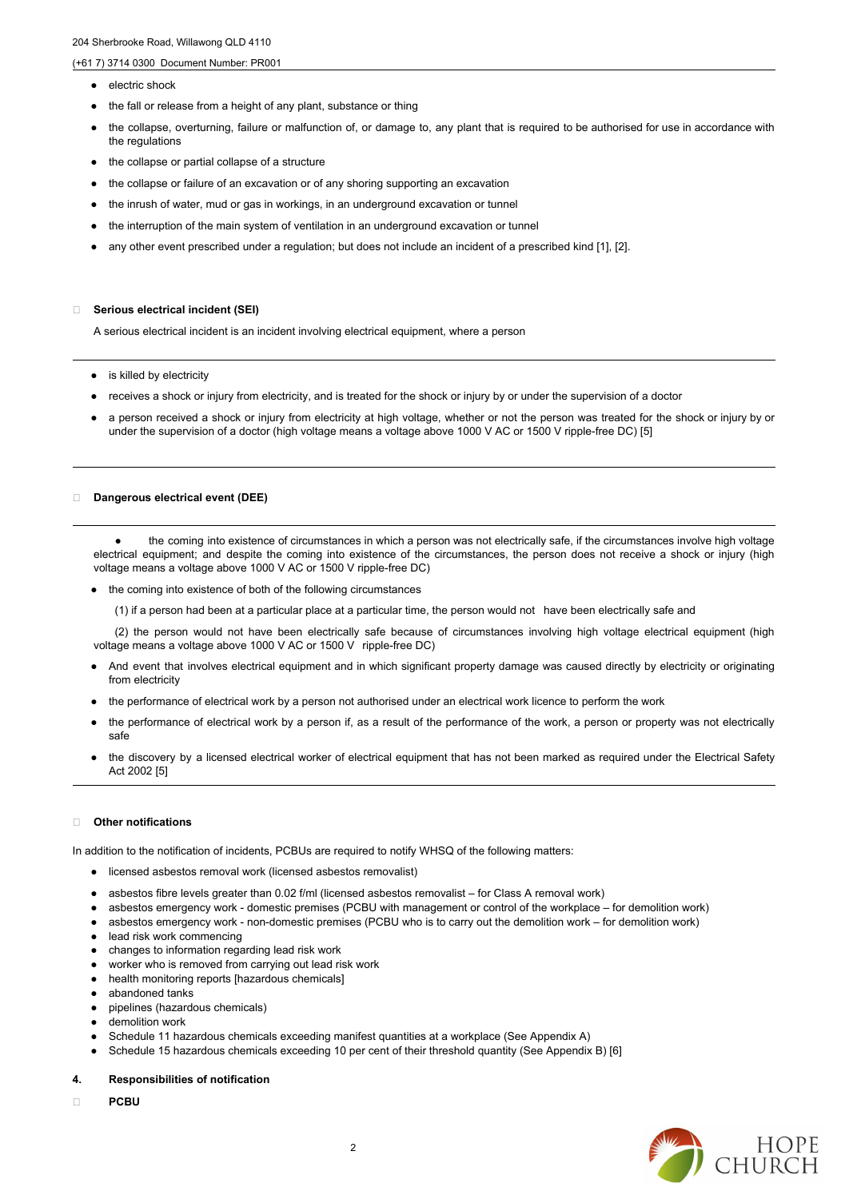- electric shock
- the fall or release from a height of any plant, substance or thing
- the collapse, overturning, failure or malfunction of, or damage to, any plant that is required to be authorised for use in accordance with the regulations
- the collapse or partial collapse of a structure
- the collapse or failure of an excavation or of any shoring supporting an excavation
- the inrush of water, mud or gas in workings, in an underground excavation or tunnel
- the interruption of the main system of ventilation in an underground excavation or tunnel
- any other event prescribed under a regulation; but does not include an incident of a prescribed kind [1], [2].

**Serious electrical incident (SEI)**

A serious electrical incident is an incident involving electrical equipment, where a person

---

- is killed by electricity
- receives a shock or injury from electricity, and is treated for the shock or injury by or under the supervision of a doctor
- a person received a shock or injury from electricity at high voltage, whether or not the person was treated for the shock or injury by or under the supervision of a doctor (high voltage means a voltage above 1000 V AC or 1500 V ripple-free DC) [5]

---

**Dangerous electrical event (DEE)**

---

- the coming into existence of circumstances in which a person was not electrically safe, if the circumstances involve high voltage electrical equipment; and despite the coming into existence of the circumstances, the person does not receive a shock or injury (high voltage means a voltage above 1000 V AC or 1500 V ripple-free DC)
- the coming into existence of both of the following circumstances

  (1) if a person had been at a particular place at a particular time, the person would not have been electrically safe and

  (2) the person would not have been electrically safe because of circumstances involving high voltage electrical equipment (high voltage means a voltage above 1000 V AC or 1500 V ripple-free DC)

- And event that involves electrical equipment and in which significant property damage was caused directly by electricity or originating from electricity
- the performance of electrical work by a person not authorised under an electrical work licence to perform the work
- the performance of electrical work by a person if, as a result of the performance of the work, a person or property was not electrically safe
- the discovery by a licensed electrical worker of electrical equipment that has not been marked as required under the Electrical Safety Act 2002 [5]

---

**Other notifications**

In addition to the notification of incidents, PCBUs are required to notify WHSQ of the following matters:

- licensed asbestos removal work (licensed asbestos removalist)
- asbestos fibre levels greater than 0.02 f/ml (licensed asbestos removalist – for Class A removal work)
- asbestos emergency work - domestic premises (PCBU with management or control of the workplace – for demolition work)
- asbestos emergency work - non-domestic premises (PCBU who is to carry out the demolition work – for demolition work)
- lead risk work commencing
- changes to information regarding lead risk work
- worker who is removed from carrying out lead risk work
- health monitoring reports [hazardous chemicals]
- abandoned tanks
- pipelines (hazardous chemicals)
- demolition work
- Schedule 11 hazardous chemicals exceeding manifest quantities at a workplace (See Appendix A)
- Schedule 15 hazardous chemicals exceeding 10 per cent of their threshold quantity (See Appendix B) [6]

## 4. Responsibilities of notification

**PCBU**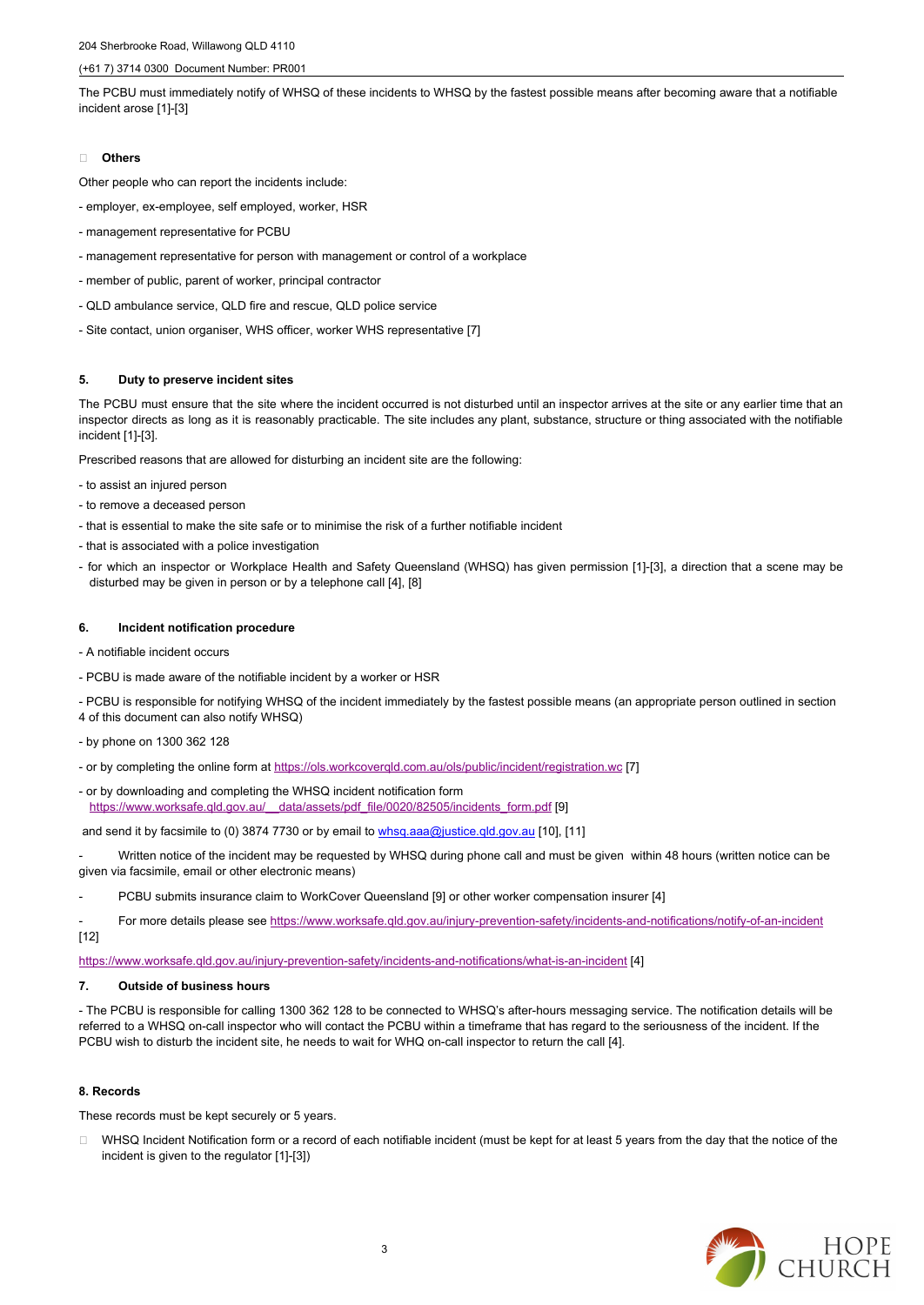The PCBU must immediately notify of WHSQ of these incidents to WHSQ by the fastest possible means after becoming aware that a notifiable incident arose [1]-[3]

- **Others**

Other people who can report the incidents include:

- employer, ex-employee, self employed, worker, HSR
- management representative for PCBU
- management representative for person with management or control of a workplace
- member of public, parent of worker, principal contractor
- QLD ambulance service, QLD fire and rescue, QLD police service
- Site contact, union organiser, WHS officer, worker WHS representative [7]

## 5. Duty to preserve incident sites

The PCBU must ensure that the site where the incident occurred is not disturbed until an inspector arrives at the site or any earlier time that an inspector directs as long as it is reasonably practicable. The site includes any plant, substance, structure or thing associated with the notifiable incident [1]-[3].

Prescribed reasons that are allowed for disturbing an incident site are the following:

- to assist an injured person
- to remove a deceased person
- that is essential to make the site safe or to minimise the risk of a further notifiable incident
- that is associated with a police investigation
- for which an inspector or Workplace Health and Safety Queensland (WHSQ) has given permission [1]-[3], a direction that a scene may be disturbed may be given in person or by a telephone call [4], [8]

## 6. Incident notification procedure

- A notifiable incident occurs
- PCBU is made aware of the notifiable incident by a worker or HSR
- PCBU is responsible for notifying WHSQ of the incident immediately by the fastest possible means (an appropriate person outlined in section 4 of this document can also notify WHSQ)
- by phone on 1300 362 128
- or by completing the online form at https://ols.workcoverqld.com.au/ols/public/incident/registration.wc [7]
- or by downloading and completing the WHSQ incident notification form https://www.worksafe.qld.gov.au/__data/assets/pdf_file/0020/82505/incidents_form.pdf [9]

and send it by facsimile to (0) 3874 7730 or by email to whsq.aaa@justice.qld.gov.au [10], [11]

- Written notice of the incident may be requested by WHSQ during phone call and must be given within 48 hours (written notice can be given via facsimile, email or other electronic means)
- PCBU submits insurance claim to WorkCover Queensland [9] or other worker compensation insurer [4]
- For more details please see https://www.worksafe.qld.gov.au/injury-prevention-safety/incidents-and-notifications/notify-of-an-incident [12]

https://www.worksafe.qld.gov.au/injury-prevention-safety/incidents-and-notifications/what-is-an-incident [4]

## 7. Outside of business hours

- The PCBU is responsible for calling 1300 362 128 to be connected to WHSQ's after-hours messaging service. The notification details will be referred to a WHSQ on-call inspector who will contact the PCBU within a timeframe that has regard to the seriousness of the incident. If the PCBU wish to disturb the incident site, he needs to wait for WHQ on-call inspector to return the call [4].

## 8. Records

These records must be kept securely or 5 years.

- WHSQ Incident Notification form or a record of each notifiable incident (must be kept for at least 5 years from the day that the notice of the incident is given to the regulator [1]-[3])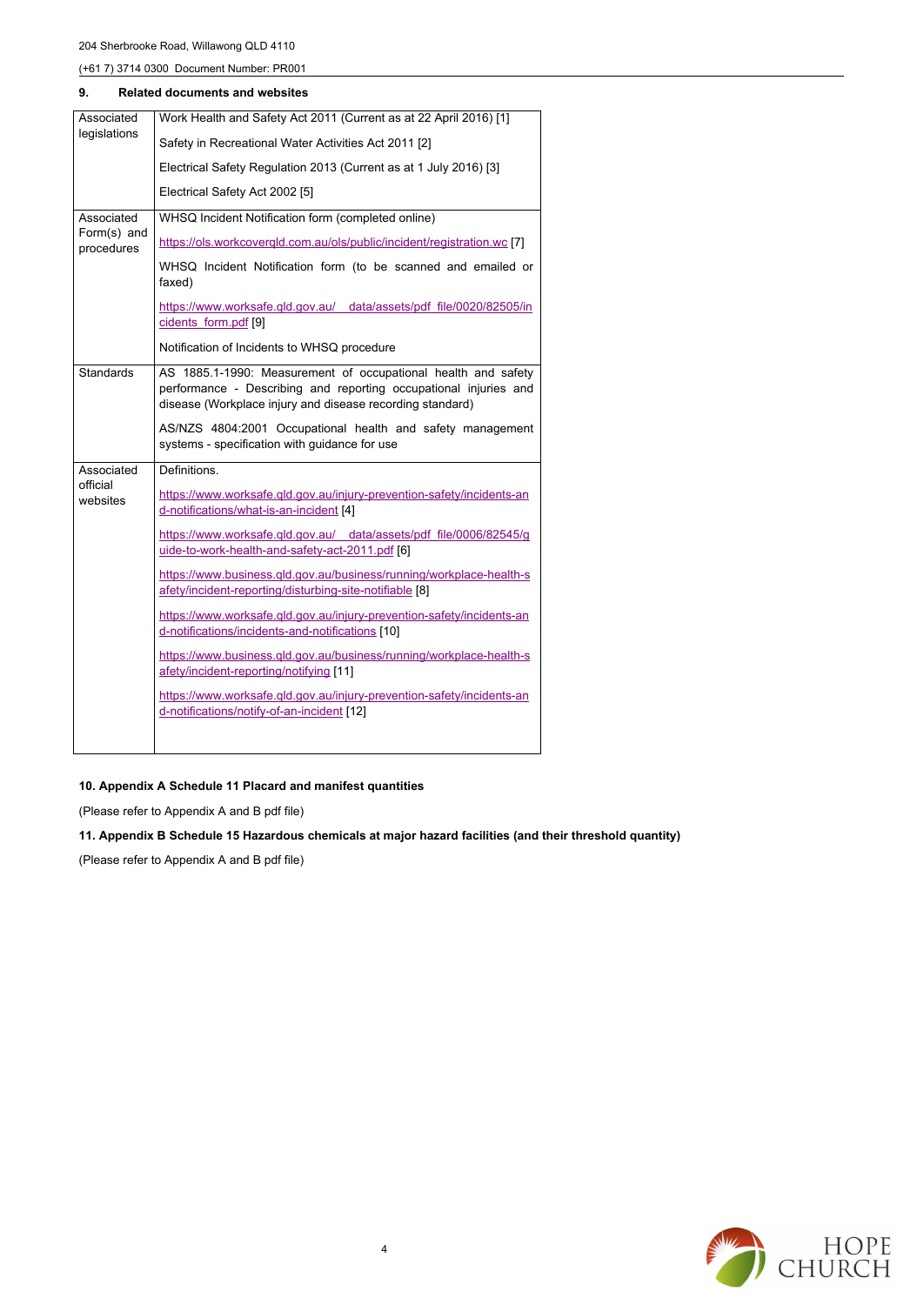## 9. Related documents and websites

| | |
|---|---|
| Associated legislations | Work Health and Safety Act 2011 (Current as at 22 April 2016) [1]<br><br>Safety in Recreational Water Activities Act 2011 [2]<br><br>Electrical Safety Regulation 2013 (Current as at 1 July 2016) [3]<br><br>Electrical Safety Act 2002 [5] |
| Associated Form(s) and procedures | WHSQ Incident Notification form (completed online)<br><br>https://ols.workcoverqld.com.au/ols/public/incident/registration.wc [7]<br><br>WHSQ Incident Notification form (to be scanned and emailed or faxed)<br><br>https://www.worksafe.qld.gov.au/__data/assets/pdf_file/0020/82505/incidents_form.pdf [9]<br><br>Notification of Incidents to WHSQ procedure |
| Standards | AS 1885.1-1990: Measurement of occupational health and safety performance - Describing and reporting occupational injuries and disease (Workplace injury and disease recording standard)<br><br>AS/NZS 4804:2001 Occupational health and safety management systems - specification with guidance for use |
| Associated official websites | Definitions.<br><br>https://www.worksafe.qld.gov.au/injury-prevention-safety/incidents-and-notifications/what-is-an-incident [4]<br><br>https://www.worksafe.qld.gov.au/__data/assets/pdf_file/0006/82545/guide-to-work-health-and-safety-act-2011.pdf [6]<br><br>https://www.business.qld.gov.au/business/running/workplace-health-safety/incident-reporting/disturbing-site-notifiable [8]<br><br>https://www.worksafe.qld.gov.au/injury-prevention-safety/incidents-and-notifications/incidents-and-notifications [10]<br><br>https://www.business.qld.gov.au/business/running/workplace-health-safety/incident-reporting/notifying [11]<br><br>https://www.worksafe.qld.gov.au/injury-prevention-safety/incidents-and-notifications/notify-of-an-incident [12] |

**10. Appendix A Schedule 11 Placard and manifest quantities**

(Please refer to Appendix A and B pdf file)

**11. Appendix B Schedule 15 Hazardous chemicals at major hazard facilities (and their threshold quantity)**

(Please refer to Appendix A and B pdf file)